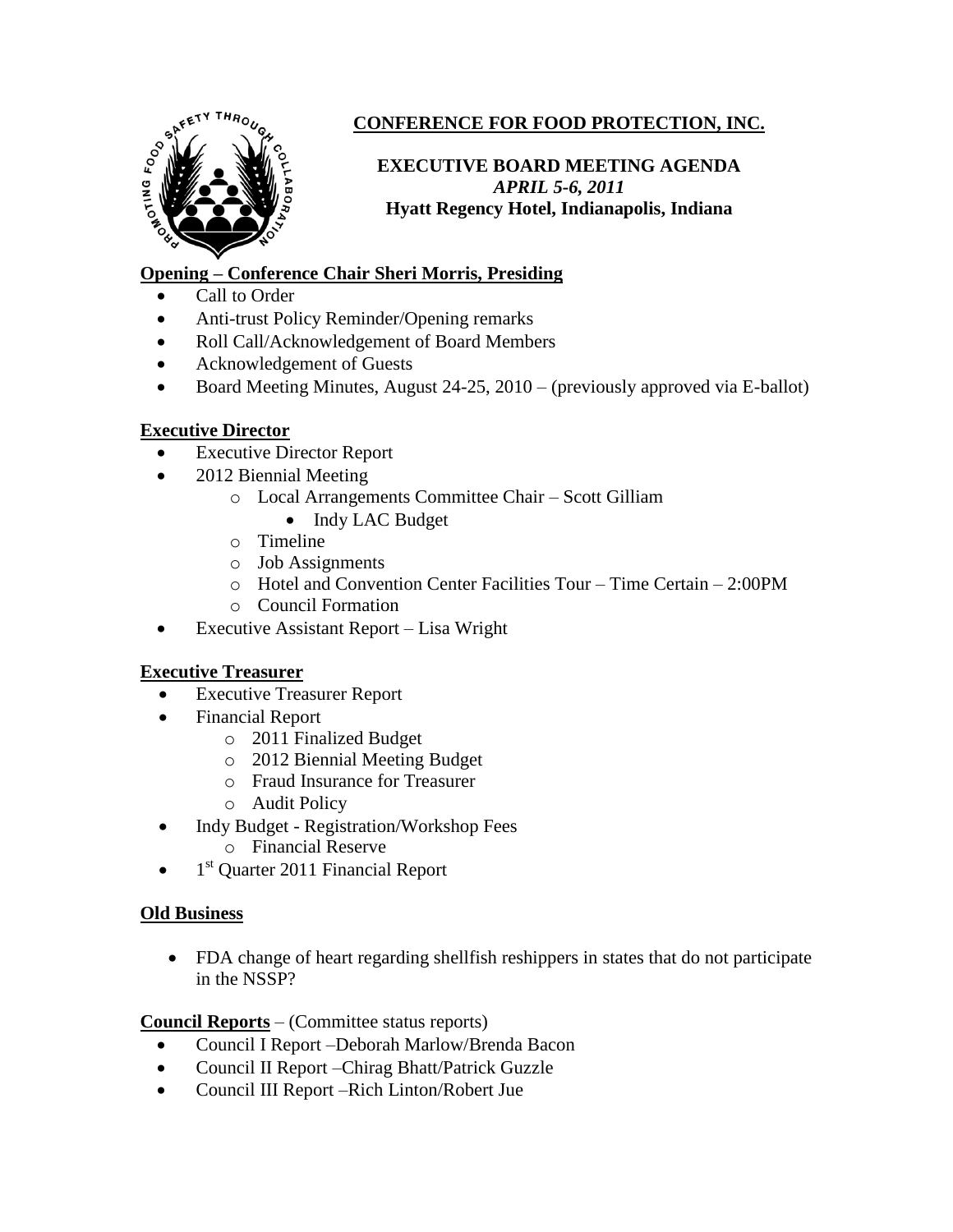# CONFERENCE FOR FOOD PROTECTION, INC.

**EXECUTIVE BOARD MEETING AGENDA**
***APRIL 5-6, 2011***
**Hyatt Regency Hotel, Indianapolis, Indiana**

## Opening – Conference Chair Sheri Morris, Presiding

- Call to Order
- Anti-trust Policy Reminder/Opening remarks
- Roll Call/Acknowledgement of Board Members
- Acknowledgement of Guests
- Board Meeting Minutes, August 24-25, 2010 – (previously approved via E-ballot)

## Executive Director

- Executive Director Report
- 2012 Biennial Meeting
  - Local Arrangements Committee Chair – Scott Gilliam
    - Indy LAC Budget
  - Timeline
  - Job Assignments
  - Hotel and Convention Center Facilities Tour – Time Certain – 2:00PM
  - Council Formation
- Executive Assistant Report – Lisa Wright

## Executive Treasurer

- Executive Treasurer Report
- Financial Report
  - 2011 Finalized Budget
  - 2012 Biennial Meeting Budget
  - Fraud Insurance for Treasurer
  - Audit Policy
- Indy Budget - Registration/Workshop Fees
  - Financial Reserve
- 1st Quarter 2011 Financial Report

## Old Business

- FDA change of heart regarding shellfish reshippers in states that do not participate in the NSSP?

## Council Reports – (Committee status reports)

- Council I Report –Deborah Marlow/Brenda Bacon
- Council II Report –Chirag Bhatt/Patrick Guzzle
- Council III Report –Rich Linton/Robert Jue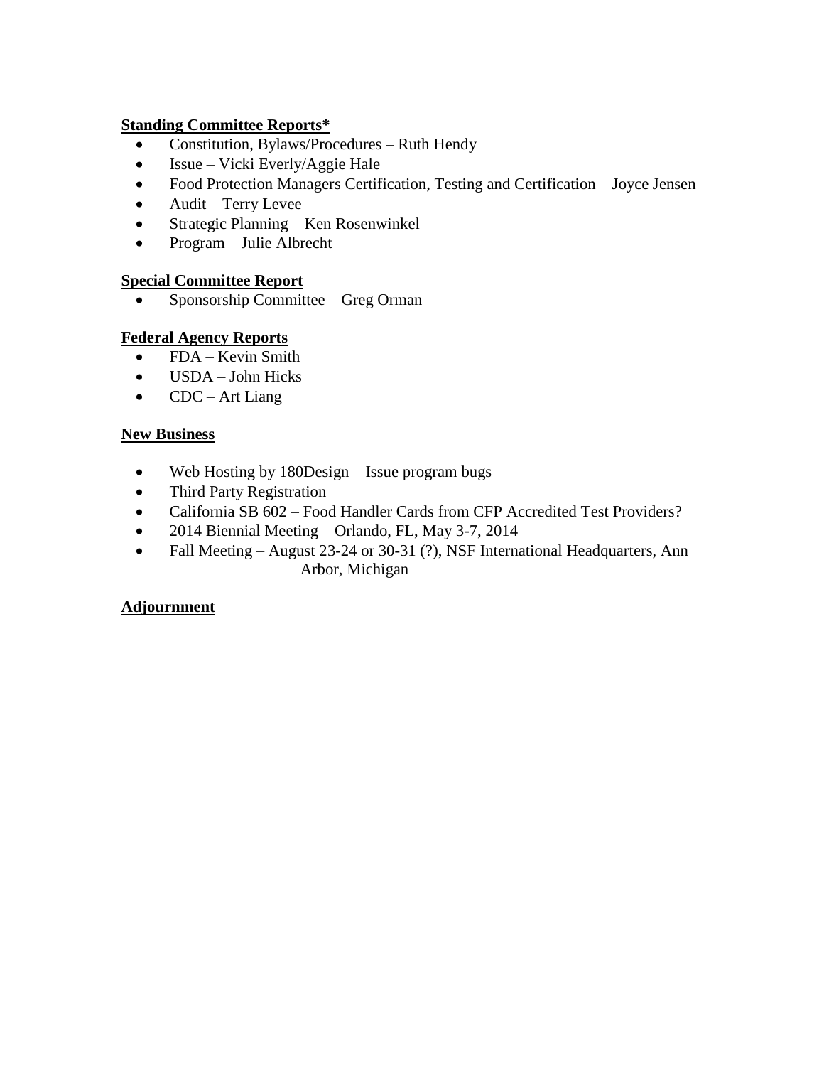**Standing Committee Reports***

- Constitution, Bylaws/Procedures – Ruth Hendy
- Issue – Vicki Everly/Aggie Hale
- Food Protection Managers Certification, Testing and Certification – Joyce Jensen
- Audit – Terry Levee
- Strategic Planning – Ken Rosenwinkel
- Program – Julie Albrecht

**Special Committee Report**

- Sponsorship Committee – Greg Orman

**Federal Agency Reports**

- FDA – Kevin Smith
- USDA – John Hicks
- CDC – Art Liang

**New Business**

- Web Hosting by 180Design – Issue program bugs
- Third Party Registration
- California SB 602 – Food Handler Cards from CFP Accredited Test Providers?
- 2014 Biennial Meeting – Orlando, FL, May 3-7, 2014
- Fall Meeting – August 23-24 or 30-31 (?), NSF International Headquarters, Ann Arbor, Michigan

**Adjournment**